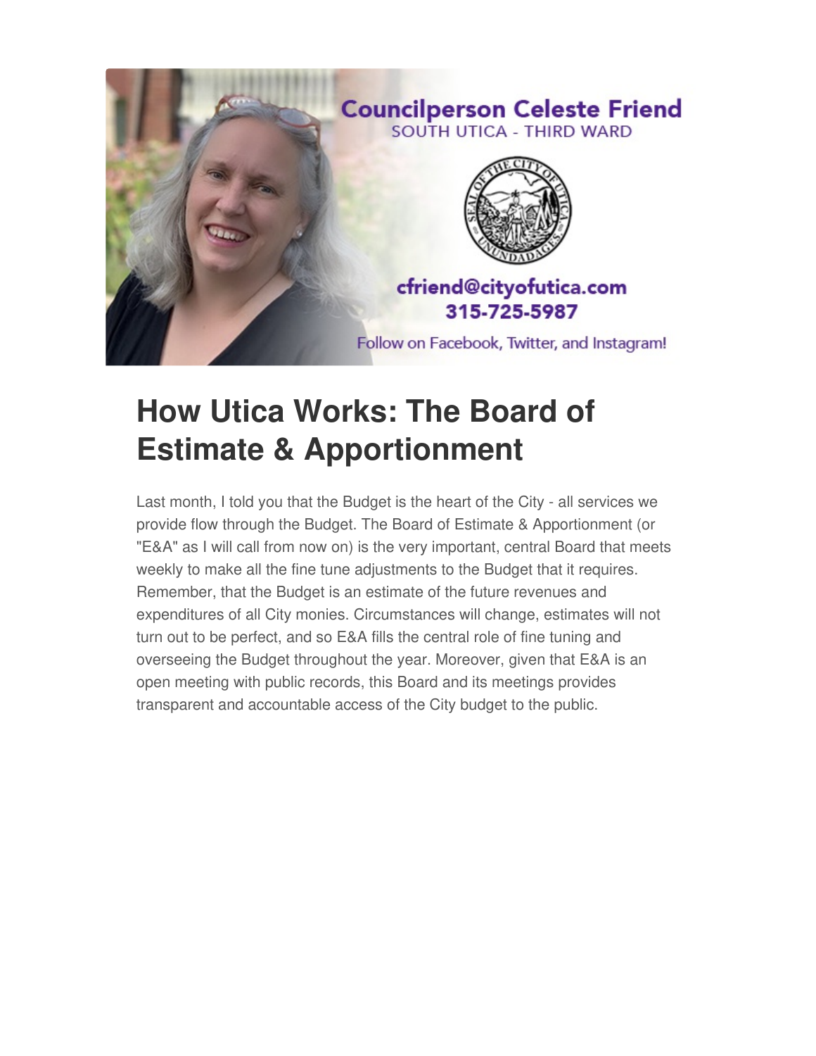Councilperson Celeste Friend
SOUTH UTICA - THIRD WARD

cfriend@cityofutica.com
315-725-5987

Follow on Facebook, Twitter, and Instagram!

# How Utica Works: The Board of Estimate & Apportionment

Last month, I told you that the Budget is the heart of the City - all services we provide flow through the Budget. The Board of Estimate & Apportionment (or "E&A" as I will call from now on) is the very important, central Board that meets weekly to make all the fine tune adjustments to the Budget that it requires. Remember, that the Budget is an estimate of the future revenues and expenditures of all City monies. Circumstances will change, estimates will not turn out to be perfect, and so E&A fills the central role of fine tuning and overseeing the Budget throughout the year. Moreover, given that E&A is an open meeting with public records, this Board and its meetings provides transparent and accountable access of the City budget to the public.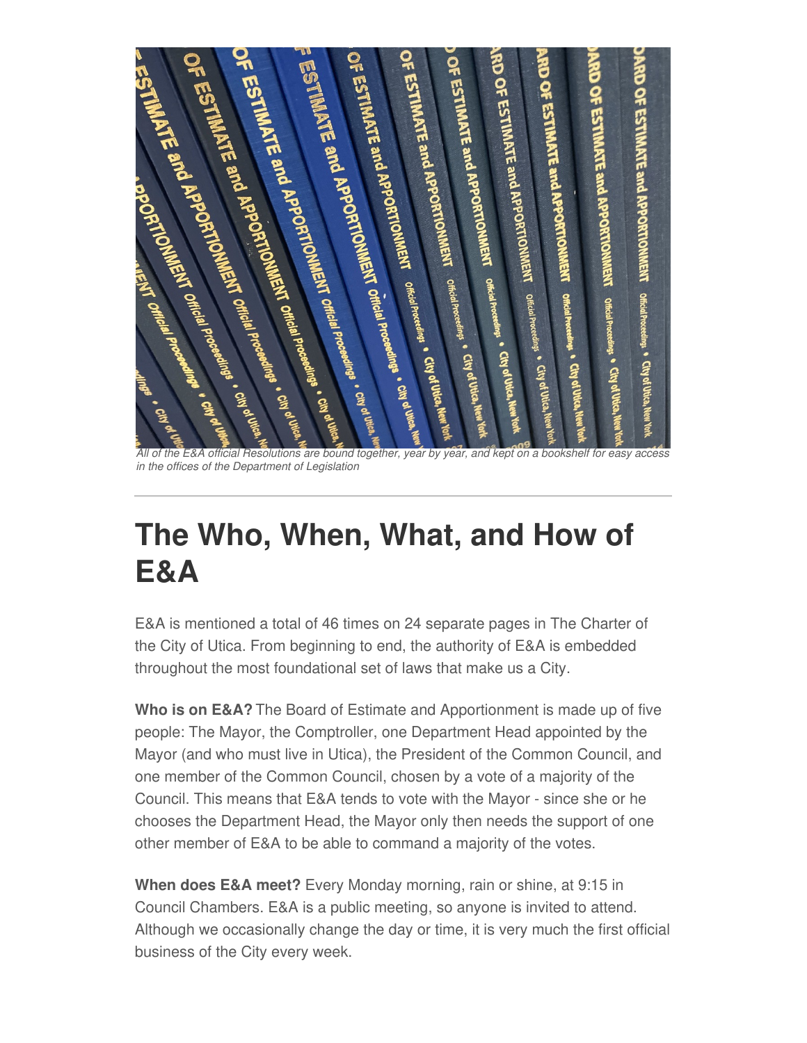All of the E&A official Resolutions are bound together, year by year, and kept on a bookshelf for easy access in the offices of the Department of Legislation

---

# The Who, When, What, and How of E&A

E&A is mentioned a total of 46 times on 24 separate pages in The Charter of the City of Utica. From beginning to end, the authority of E&A is embedded throughout the most foundational set of laws that make us a City.

**Who is on E&A?** The Board of Estimate and Apportionment is made up of five people: The Mayor, the Comptroller, one Department Head appointed by the Mayor (and who must live in Utica), the President of the Common Council, and one member of the Common Council, chosen by a vote of a majority of the Council. This means that E&A tends to vote with the Mayor - since she or he chooses the Department Head, the Mayor only then needs the support of one other member of E&A to be able to command a majority of the votes.

**When does E&A meet?** Every Monday morning, rain or shine, at 9:15 in Council Chambers. E&A is a public meeting, so anyone is invited to attend. Although we occasionally change the day or time, it is very much the first official business of the City every week.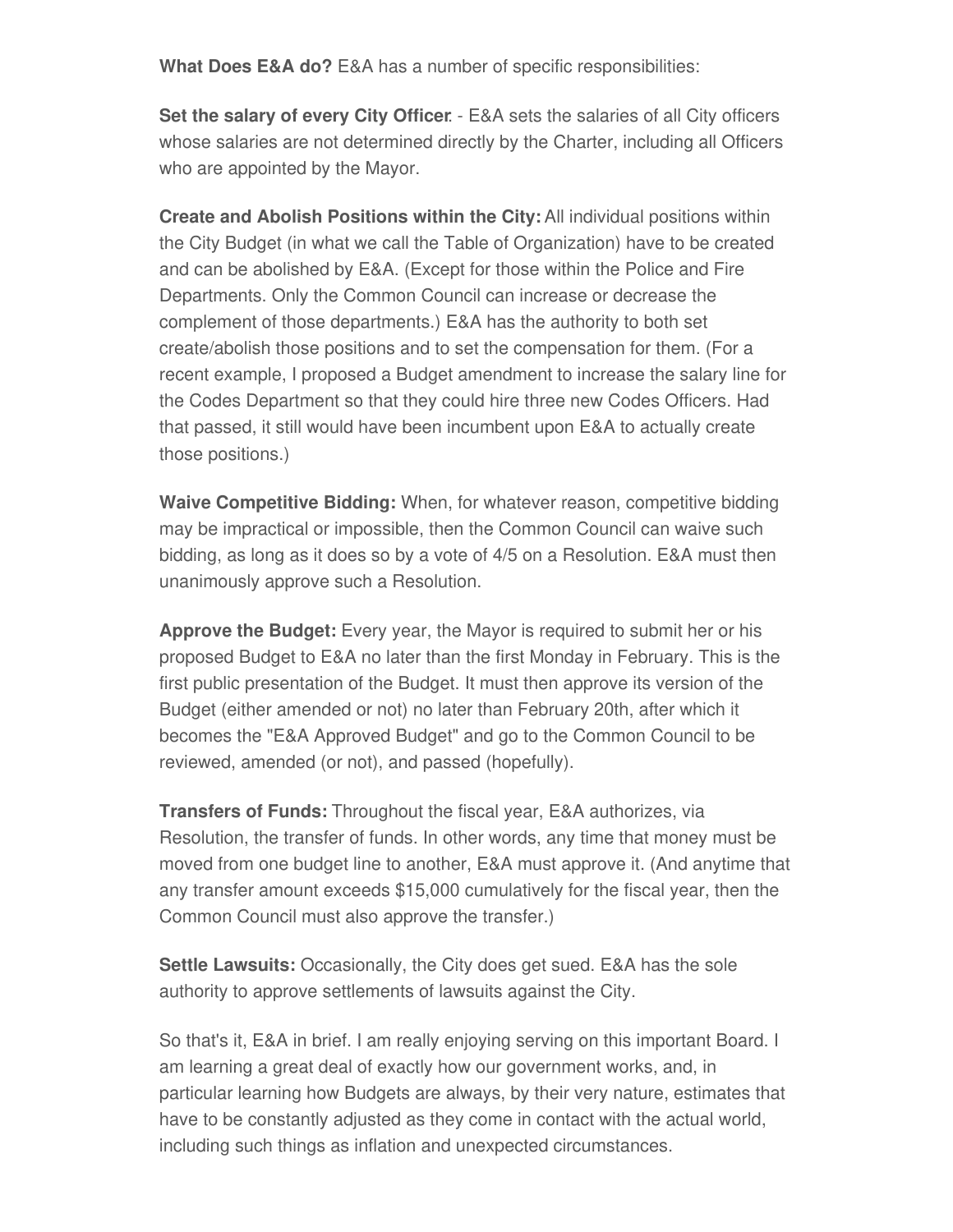**What Does E&A do?** E&A has a number of specific responsibilities:

**Set the salary of every City Officer**. - E&A sets the salaries of all City officers whose salaries are not determined directly by the Charter, including all Officers who are appointed by the Mayor.

**Create and Abolish Positions within the City:** All individual positions within the City Budget (in what we call the Table of Organization) have to be created and can be abolished by E&A. (Except for those within the Police and Fire Departments. Only the Common Council can increase or decrease the complement of those departments.) E&A has the authority to both set create/abolish those positions and to set the compensation for them. (For a recent example, I proposed a Budget amendment to increase the salary line for the Codes Department so that they could hire three new Codes Officers. Had that passed, it still would have been incumbent upon E&A to actually create those positions.)

**Waive Competitive Bidding:** When, for whatever reason, competitive bidding may be impractical or impossible, then the Common Council can waive such bidding, as long as it does so by a vote of 4/5 on a Resolution. E&A must then unanimously approve such a Resolution.

**Approve the Budget:** Every year, the Mayor is required to submit her or his proposed Budget to E&A no later than the first Monday in February. This is the first public presentation of the Budget. It must then approve its version of the Budget (either amended or not) no later than February 20th, after which it becomes the "E&A Approved Budget" and go to the Common Council to be reviewed, amended (or not), and passed (hopefully).

**Transfers of Funds:** Throughout the fiscal year, E&A authorizes, via Resolution, the transfer of funds. In other words, any time that money must be moved from one budget line to another, E&A must approve it. (And anytime that any transfer amount exceeds $15,000 cumulatively for the fiscal year, then the Common Council must also approve the transfer.)

**Settle Lawsuits:** Occasionally, the City does get sued. E&A has the sole authority to approve settlements of lawsuits against the City.

So that's it, E&A in brief. I am really enjoying serving on this important Board. I am learning a great deal of exactly how our government works, and, in particular learning how Budgets are always, by their very nature, estimates that have to be constantly adjusted as they come in contact with the actual world, including such things as inflation and unexpected circumstances.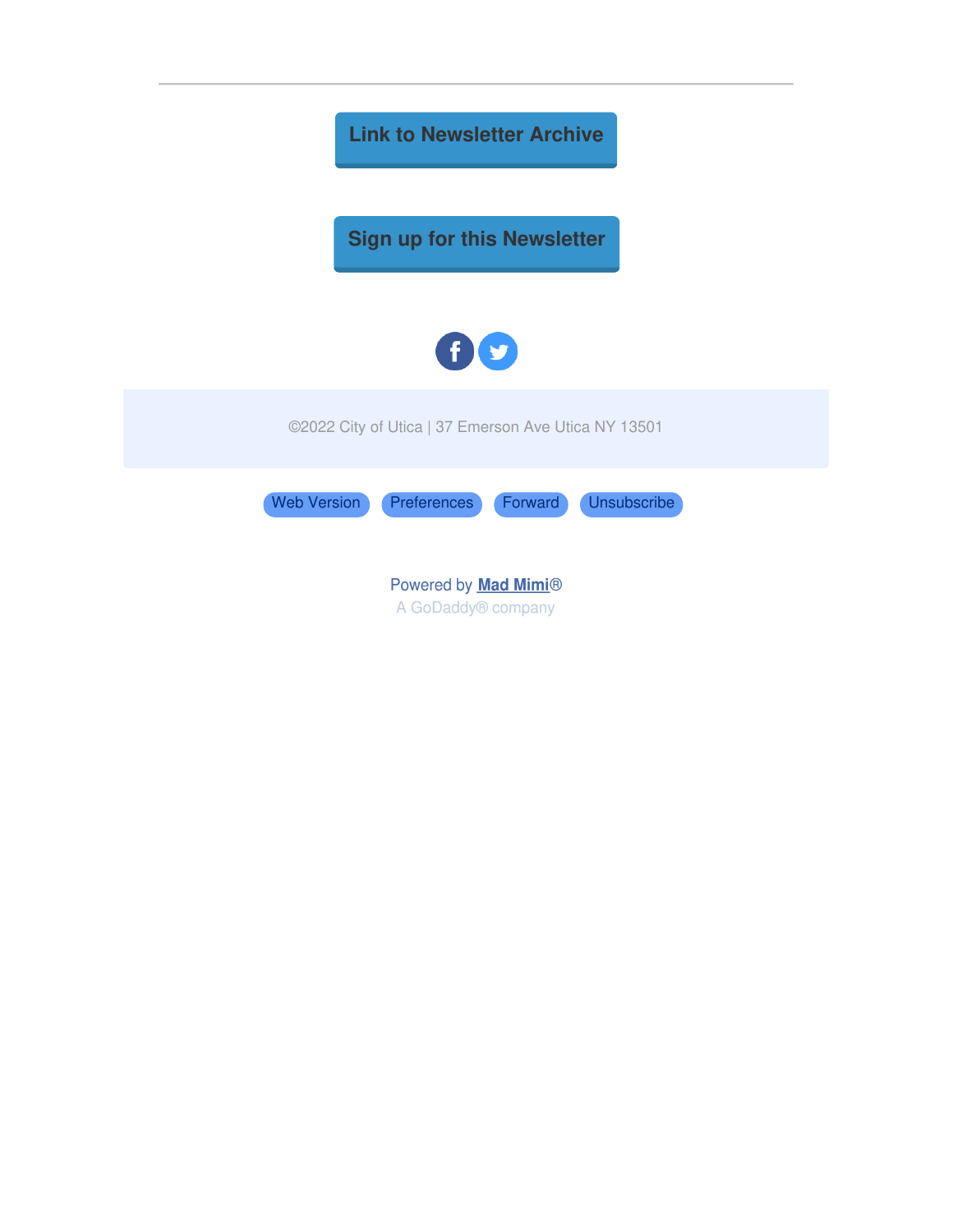---

Link to Newsletter Archive

Sign up for this Newsletter

©2022 City of Utica | 37 Emerson Ave Utica NY 13501

Web Version Preferences Forward Unsubscribe

Powered by **Mad Mimi**®
A GoDaddy® company